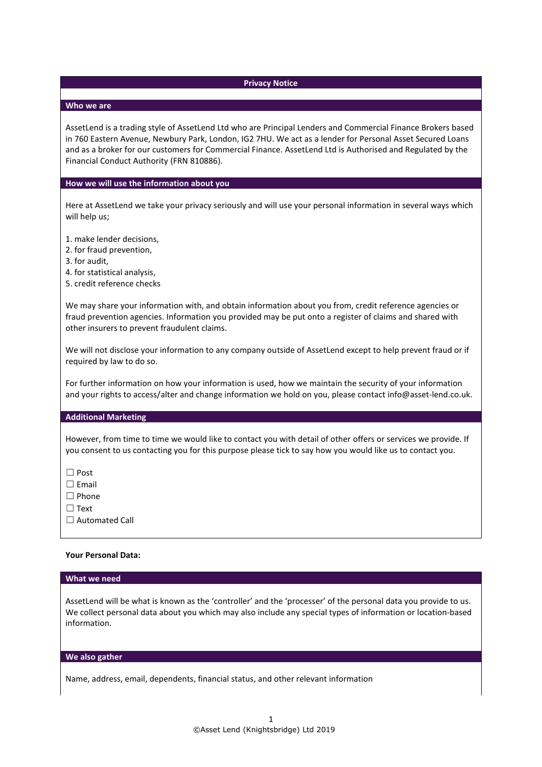## Privacy Notice

### Who we are

AssetLend is a trading style of AssetLend Ltd who are Principal Lenders and Commercial Finance Brokers based in 760 Eastern Avenue, Newbury Park, London, IG2 7HU. We act as a lender for Personal Asset Secured Loans and as a broker for our customers for Commercial Finance. AssetLend Ltd is Authorised and Regulated by the Financial Conduct Authority (FRN 810886).

### How we will use the information about you

Here at AssetLend we take your privacy seriously and will use your personal information in several ways which will help us;

1. make lender decisions,
2. for fraud prevention,
3. for audit,
4. for statistical analysis,
5. credit reference checks

We may share your information with, and obtain information about you from, credit reference agencies or fraud prevention agencies. Information you provided may be put onto a register of claims and shared with other insurers to prevent fraudulent claims.

We will not disclose your information to any company outside of AssetLend except to help prevent fraud or if required by law to do so.

For further information on how your information is used, how we maintain the security of your information and your rights to access/alter and change information we hold on you, please contact info@asset-lend.co.uk.

### Additional Marketing

However, from time to time we would like to contact you with detail of other offers or services we provide. If you consent to us contacting you for this purpose please tick to say how you would like us to contact you.

☐ Post
☐ Email
☐ Phone
☐ Text
☐ Automated Call

**Your Personal Data:**

### What we need

AssetLend will be what is known as the 'controller' and the 'processer' of the personal data you provide to us. We collect personal data about you which may also include any special types of information or location-based information.

### We also gather

Name, address, email, dependents, financial status, and other relevant information

©Asset Lend (Knightsbridge) Ltd 2019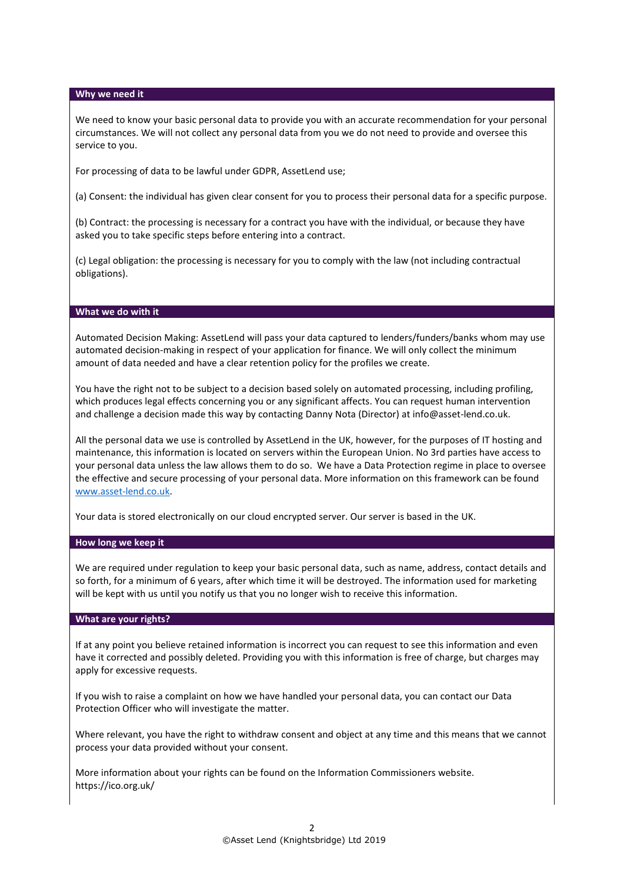## Why we need it

We need to know your basic personal data to provide you with an accurate recommendation for your personal circumstances. We will not collect any personal data from you we do not need to provide and oversee this service to you.

For processing of data to be lawful under GDPR, AssetLend use;

(a) Consent: the individual has given clear consent for you to process their personal data for a specific purpose.

(b) Contract: the processing is necessary for a contract you have with the individual, or because they have asked you to take specific steps before entering into a contract.

(c) Legal obligation: the processing is necessary for you to comply with the law (not including contractual obligations).

## What we do with it

Automated Decision Making: AssetLend will pass your data captured to lenders/funders/banks whom may use automated decision-making in respect of your application for finance. We will only collect the minimum amount of data needed and have a clear retention policy for the profiles we create.

You have the right not to be subject to a decision based solely on automated processing, including profiling, which produces legal effects concerning you or any significant affects. You can request human intervention and challenge a decision made this way by contacting Danny Nota (Director) at info@asset-lend.co.uk.

All the personal data we use is controlled by AssetLend in the UK, however, for the purposes of IT hosting and maintenance, this information is located on servers within the European Union. No 3rd parties have access to your personal data unless the law allows them to do so. We have a Data Protection regime in place to oversee the effective and secure processing of your personal data. More information on this framework can be found [www.asset-lend.co.uk](http://www.asset-lend.co.uk).

Your data is stored electronically on our cloud encrypted server. Our server is based in the UK.

## How long we keep it

We are required under regulation to keep your basic personal data, such as name, address, contact details and so forth, for a minimum of 6 years, after which time it will be destroyed. The information used for marketing will be kept with us until you notify us that you no longer wish to receive this information.

## What are your rights?

If at any point you believe retained information is incorrect you can request to see this information and even have it corrected and possibly deleted. Providing you with this information is free of charge, but charges may apply for excessive requests.

If you wish to raise a complaint on how we have handled your personal data, you can contact our Data Protection Officer who will investigate the matter.

Where relevant, you have the right to withdraw consent and object at any time and this means that we cannot process your data provided without your consent.

More information about your rights can be found on the Information Commissioners website. https://ico.org.uk/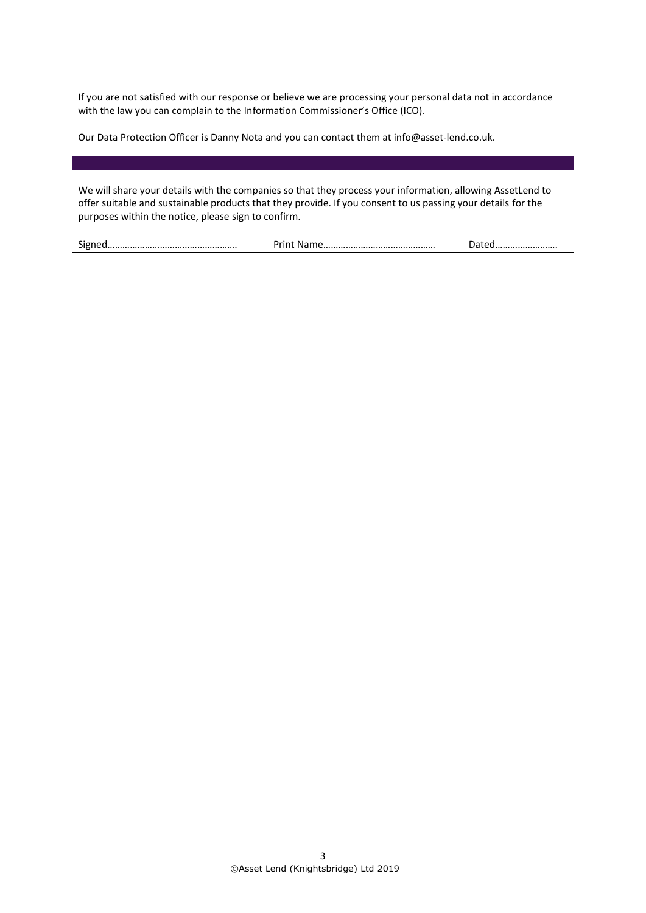If you are not satisfied with our response or believe we are processing your personal data not in accordance with the law you can complain to the Information Commissioner's Office (ICO).

Our Data Protection Officer is Danny Nota and you can contact them at info@asset-lend.co.uk.

---

We will share your details with the companies so that they process your information, allowing AssetLend to offer suitable and sustainable products that they provide. If you consent to us passing your details for the purposes within the notice, please sign to confirm.

Signed…………………………………………….    Print Name………………………………………    Dated…………………….

©Asset Lend (Knightsbridge) Ltd 2019